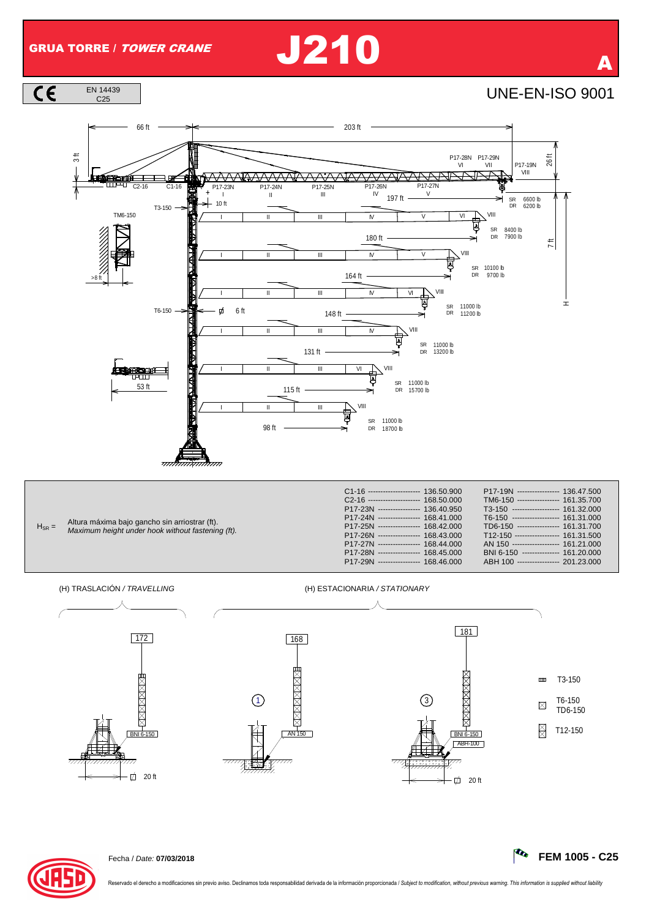# GRUA TORRE / *TOWER CRANE* J210

A

EN 14439
C25

UNE-EN-ISO 9001

66 ft — 203 ft

3 ft | 26 ft | 7 ft | H

C2-16 | C1-16 | P17-23N I | P17-24N II | P17-25N III | P17-26N IV | P17-27N V | P17-28N VI | P17-29N VII | P17-19N VIII

10 ft

T3-150 | TM6-150 | T6-150 | Ø 6 ft | >8 ft | 53 ft

| Jib length | SR | DR |
|---|---|---|
| 197 ft | 6600 lb | 6200 lb |
| 180 ft | 8400 lb | 7900 lb |
| 164 ft | 10100 lb | 9700 lb |
| 148 ft | 11000 lb | 11200 lb |
| 131 ft | 11000 lb | 13200 lb |
| 115 ft | 11000 lb | 15700 lb |
| 98 ft | 11000 lb | 18700 lb |

$H_{SR}$ = Altura máxima bajo gancho sin arriostrar (ft).
*Maximum height under hook without fastening (ft).*

| | | | |
|---|---|---|---|
| C1-16 | 136.50.900 | P17-19N | 136.47.500 |
| C2-16 | 168.50.000 | TM6-150 | 161.35.700 |
| P17-23N | 136.40.950 | T3-150 | 161.32.000 |
| P17-24N | 168.41.000 | T6-150 | 161.31.000 |
| P17-25N | 168.42.000 | TD6-150 | 161.31.700 |
| P17-26N | 168.43.000 | T12-150 | 161.31.500 |
| P17-27N | 168.44.000 | AN 150 | 161.21.000 |
| P17-28N | 168.45.000 | BNI 6-150 | 161.20.000 |
| P17-29N | 168.46.000 | ABH 100 | 201.23.000 |

(H) TRASLACIÓN / *TRAVELLING*

172 — BNI 6-150 — 20 ft

(H) ESTACIONARIA / *STATIONARY*

① 168 — AN 150

③ 181 — BNI 6-150 — ABH-100 — 20 ft

T3-150
T6-150 / TD6-150
T12-150

Fecha / *Date:* **07/03/2018**

**FEM 1005 - C25**

Reservado el derecho a modificaciones sin previo aviso. Declinamos toda responsabilidad derivada de la información proporcionada / *Subject to modification, without previous warning. This information is supplied without liability*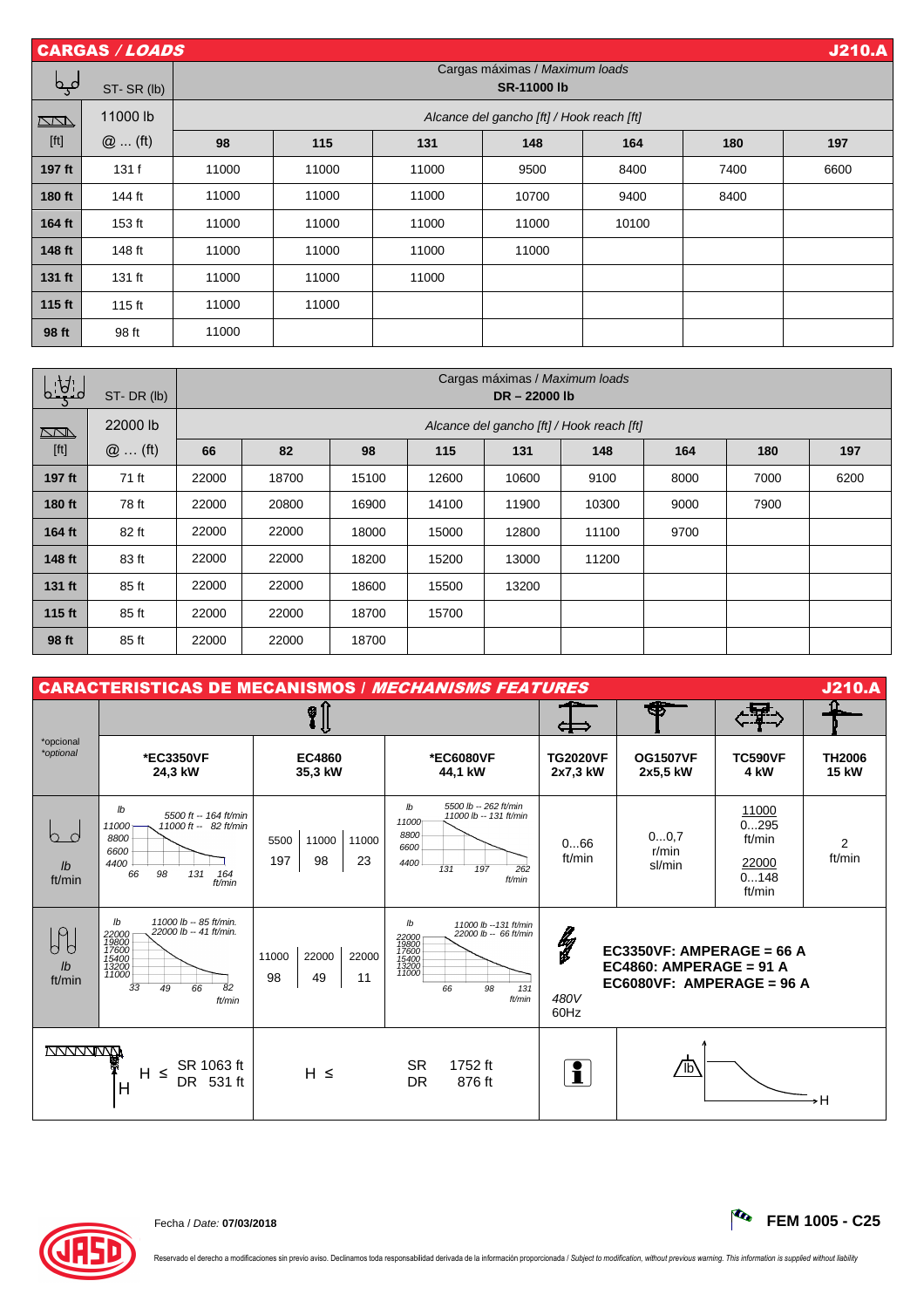## CARGAS / *LOADS* — J210.A

| ST- SR (lb) | | Cargas máximas / *Maximum loads* SR-11000 lb | | | | | | |
|---|---|---|---|---|---|---|---|---|
| 11000 lb | | *Alcance del gancho [ft] / Hook reach [ft]* | | | | | | |
| [ft] | @ ... (ft) | 98 | 115 | 131 | 148 | 164 | 180 | 197 |
| **197 ft** | 131 f | 11000 | 11000 | 11000 | 9500 | 8400 | 7400 | 6600 |
| **180 ft** | 144 ft | 11000 | 11000 | 11000 | 10700 | 9400 | 8400 | |
| **164 ft** | 153 ft | 11000 | 11000 | 11000 | 11000 | 10100 | | |
| **148 ft** | 148 ft | 11000 | 11000 | 11000 | 11000 | | | |
| **131 ft** | 131 ft | 11000 | 11000 | 11000 | | | | |
| **115 ft** | 115 ft | 11000 | 11000 | | | | | |
| **98 ft** | 98 ft | 11000 | | | | | | |

| ST- DR (lb) | | Cargas máximas / *Maximum loads* DR – 22000 lb | | | | | | | | |
|---|---|---|---|---|---|---|---|---|---|---|
| 22000 lb | | *Alcance del gancho [ft] / Hook reach [ft]* | | | | | | | | |
| [ft] | @ … (ft) | 66 | 82 | 98 | 115 | 131 | 148 | 164 | 180 | 197 |
| **197 ft** | 71 ft | 22000 | 18700 | 15100 | 12600 | 10600 | 9100 | 8000 | 7000 | 6200 |
| **180 ft** | 78 ft | 22000 | 20800 | 16900 | 14100 | 11900 | 10300 | 9000 | 7900 | |
| **164 ft** | 82 ft | 22000 | 22000 | 18000 | 15000 | 12800 | 11100 | 9700 | | |
| **148 ft** | 83 ft | 22000 | 22000 | 18200 | 15200 | 13000 | 11200 | | | |
| **131 ft** | 85 ft | 22000 | 22000 | 18600 | 15500 | 13200 | | | | |
| **115 ft** | 85 ft | 22000 | 22000 | 18700 | 15700 | | | | | |
| **98 ft** | 85 ft | 22000 | 22000 | 18700 | | | | | | |

## CARACTERISTICAS DE MECANISMOS / *MECHANISMS FEATURES* — J210.A

| *opcional *optional* | *EC3350VF 24,3 kW | EC4860 35,3 kW | *EC6080VF 44,1 kW | TG2020VF 2x7,3 kW | OG1507VF 2x5,5 kW | TC590VF 4 kW | TH2006 15 kW |
|---|---|---|---|---|---|---|---|
| lb ft/min (SR) | 5500 ft -- 164 ft/min; 11000 ft -- 82 ft/min (lb: 11000, 8800, 6600, 4400; ft/min: 66, 98, 131, 164) | 5500 / 197; 11000 / 98; 11000 / 23 | 5500 lb -- 262 ft/min; 11000 lb -- 131 ft/min (lb: 11000, 8800, 6600, 4400; ft/min: 131, 197, 262) | 0...66 ft/min | 0...0,7 r/min sl/min | 11000: 0...295 ft/min; 22000: 0...148 ft/min | 2 ft/min |
| lb ft/min (DR) | 11000 lb -- 85 ft/min; 22000 lb -- 41 ft/min (lb: 22000, 19800, 17600, 15400, 13200, 11000; ft/min: 33, 49, 66, 82) | 11000 / 98; 22000 / 49; 22000 / 11 | 11000 lb --131 ft/min; 22000 lb -- 66 ft/min (lb: 22000, 19800, 17600, 15400, 13200, 11000; ft/min: 66, 98, 131) | 480V 60Hz | EC3350VF: AMPERAGE = 66 A; EC4860: AMPERAGE = 91 A; EC6080VF: AMPERAGE = 96 A | | |
| H ≤ SR 1063 ft, DR 531 ft | H ≤ | SR 1752 ft, DR 876 ft | | lb / H | | | |

Fecha / *Date:* **07/03/2018**

**FEM 1005 - C25**

Reservado el derecho a modificaciones sin previo aviso. Declinamos toda responsabilidad derivada de la información proporcionada / *Subject to modification, without previous warning. This information is supplied without liability*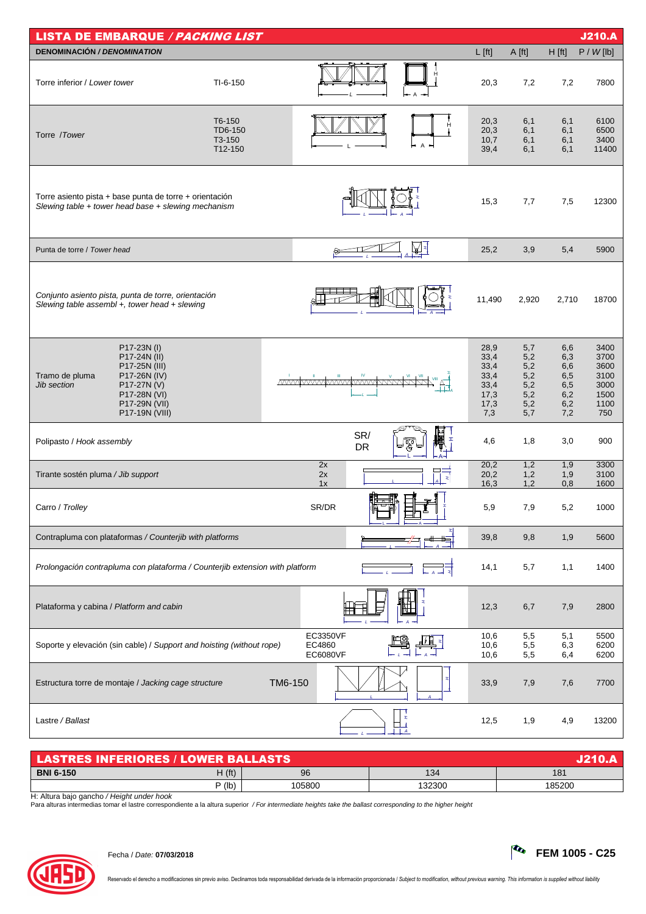## LISTA DE EMBARQUE / *PACKING LIST* — J210.A

| DENOMINACIÓN / *DENOMINATION* | | L [ft] | A [ft] | H [ft] | P / *W* [lb] |
|---|---|---|---|---|---|
| Torre inferior / *Lower tower* | TI-6-150 | 20,3 | 7,2 | 7,2 | 7800 |
| Torre / *Tower* | T6-150<br>TD6-150<br>T3-150<br>T12-150 | 20,3<br>20,3<br>10,7<br>39,4 | 6,1<br>6,1<br>6,1<br>6,1 | 6,1<br>6,1<br>6,1<br>6,1 | 6100<br>6500<br>3400<br>11400 |
| Torre asiento pista + base punta de torre + orientación<br>*Slewing table + tower head base + slewing mechanism* | | 15,3 | 7,7 | 7,5 | 12300 |
| Punta de torre / *Tower head* | | 25,2 | 3,9 | 5,4 | 5900 |
| *Conjunto asiento pista, punta de torre, orientación*<br>*Slewing table assembl +, tower head + slewing* | | 11,490 | 2,920 | 2,710 | 18700 |
| Tramo de pluma<br>*Jib section* | P17-23N (I)<br>P17-24N (II)<br>P17-25N (III)<br>P17-26N (IV)<br>P17-27N (V)<br>P17-28N (VI)<br>P17-29N (VII)<br>P17-19N (VIII) | 28,9<br>33,4<br>33,4<br>33,4<br>33,4<br>17,3<br>17,3<br>7,3 | 5,7<br>5,2<br>5,2<br>5,2<br>5,2<br>5,2<br>5,2<br>5,7 | 6,6<br>6,3<br>6,6<br>6,5<br>6,5<br>6,2<br>6,2<br>7,2 | 3400<br>3700<br>3600<br>3100<br>3000<br>1500<br>1100<br>750 |
| Polipasto / *Hook assembly* | SR/ DR | 4,6 | 1,8 | 3,0 | 900 |
| Tirante sostén pluma / *Jib support* | 2x<br>2x<br>1x | 20,2<br>20,2<br>16,3 | 1,2<br>1,2<br>1,2 | 1,9<br>1,9<br>0,8 | 3300<br>3100<br>1600 |
| Carro / *Trolley* | SR/DR | 5,9 | 7,9 | 5,2 | 1000 |
| Contrapluma con plataformas / *Counterjib with platforms* | | 39,8 | 9,8 | 1,9 | 5600 |
| *Prolongación contrapluma con plataforma / Counterjib extension with platform* | | 14,1 | 5,7 | 1,1 | 1400 |
| Plataforma y cabina / *Platform and cabin* | | 12,3 | 6,7 | 7,9 | 2800 |
| Soporte y elevación (sin cable) / *Support and hoisting (without rope)* | EC3350VF<br>EC4860<br>EC6080VF | 10,6<br>10,6<br>10,6 | 5,5<br>5,5<br>5,5 | 5,1<br>6,3<br>6,4 | 5500<br>6200<br>6200 |
| Estructura torre de montaje / *Jacking cage structure* | TM6-150 | 33,9 | 7,9 | 7,6 | 7700 |
| Lastre / *Ballast* | | 12,5 | 1,9 | 4,9 | 13200 |

## LASTRES INFERIORES / LOWER BALLASTS — J210.A

| BNI 6-150 | H (ft) | 96 | 134 | 181 |
|---|---|---|---|---|
| | P (lb) | 105800 | 132300 | 185200 |

H: Altura bajo gancho / *Height under hook*

Para alturas intermedias tomar el lastre correspondiente a la altura superior / *For intermediate heights take the ballast corresponding to the higher height*

Fecha / *Date:* **07/03/2018**

**FEM 1005 - C25**

Reservado el derecho a modificaciones sin previo aviso. Declinamos toda responsabilidad derivada de la información proporcionada / *Subject to modification, without previous warning. This information is supplied without liability*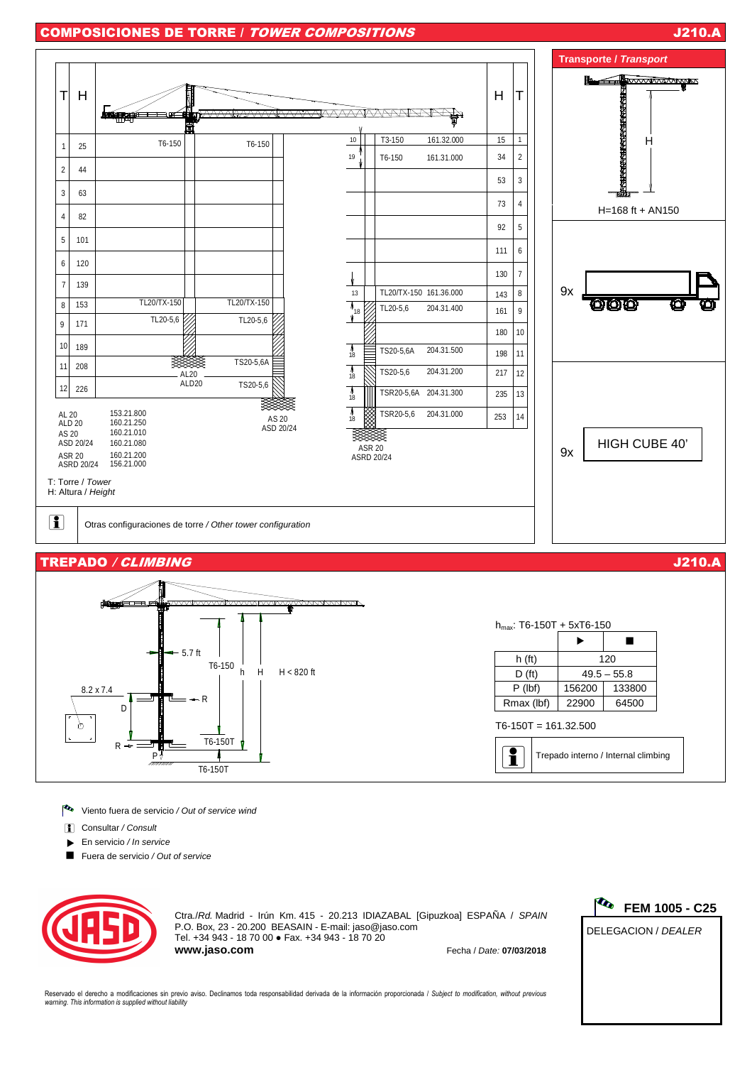# COMPOSICIONES DE TORRE / *TOWER COMPOSITIONS*

J210.A

| T | H | | | | | H | T |
|---|---|---|---|---|---|---|---|
| 1 | 25 | T6-150 | T6-150 | 10 | T3-150 161.32.000 | 15 | 1 |
| | | | | 19 | T6-150 161.31.000 | 34 | 2 |
| 2 | 44 | | | | | 53 | 3 |
| 3 | 63 | | | | | 73 | 4 |
| 4 | 82 | | | | | 92 | 5 |
| 5 | 101 | | | | | 111 | 6 |
| 6 | 120 | | | | | 130 | 7 |
| 7 | 139 | | | 13 | TL20/TX-150 161.36.000 | 143 | 8 |
| 8 | 153 | TL20/TX-150 | TL20/TX-150 | 18 | TL20-5,6 204.31.400 | 161 | 9 |
| 9 | 171 | TL20-5,6 | TL20-5,6 | | | 180 | 10 |
| 10 | 189 | | | 18 | TS20-5,6A 204.31.500 | 198 | 11 |
| 11 | 208 | AL20 | TS20-5,6A | 18 | TS20-5,6 204.31.200 | 217 | 12 |
| 12 | 226 | ALD20 | TS20-5,6 | 18 | TSR20-5,6A 204.31.300 | 235 | 13 |
| | | | AS 20 / ASD 20/24 | 18 | TSR20-5,6 204.31.000 | 253 | 14 |
| | | | | | ASR 20 / ASRD 20/24 | | |

| | |
|---|---|
| AL 20 | 153.21.800 |
| ALD 20 | 160.21.250 |
| AS 20 | 160.21.010 |
| ASD 20/24 | 160.21.080 |
| ASR 20 | 160.21.200 |
| ASRD 20/24 | 156.21.000 |

T: Torre / *Tower*
H: Altura / *Height*

Otras configuraciones de torre / *Other tower configuration*

## Transporte / *Transport*

H=168 ft + AN150

9x

9x HIGH CUBE 40'

# TREPADO / *CLIMBING*

J210.A

5.7 ft
T6-150
h H H < 820 ft
8.2 x 7.4
D
R
R
P
T6-150T
T6-150T

$h_{max}$: T6-150T + 5xT6-150

| | ▶ | ■ |
|---|---|---|
| h (ft) | 120 | |
| D (ft) | 49.5 – 55.8 | |
| P (lbf) | 156200 | 133800 |
| Rmax (lbf) | 22900 | 64500 |

T6-150T = 161.32.500

Trepado interno / Internal climbing

- Viento fuera de servicio / *Out of service wind*
- Consultar / *Consult*
- ▶ En servicio / *In service*
- ■ Fuera de servicio / *Out of service*

Ctra./*Rd.* Madrid - Irún Km. 415 - 20.213 IDIAZABAL [Gipuzkoa] ESPAÑA / *SPAIN*
P.O. Box, 23 - 20.200 BEASAIN - E-mail: jaso@jaso.com
Tel. +34 943 - 18 70 00 ● Fax. +34 943 - 18 70 20
**www.jaso.com**

Fecha / *Date:* **07/03/2018**

**FEM 1005 - C25**

DELEGACION / *DEALER*

Reservado el derecho a modificaciones sin previo aviso. Declinamos toda responsabilidad derivada de la información proporcionada / *Subject to modification, without previous warning. This information is supplied without liability*